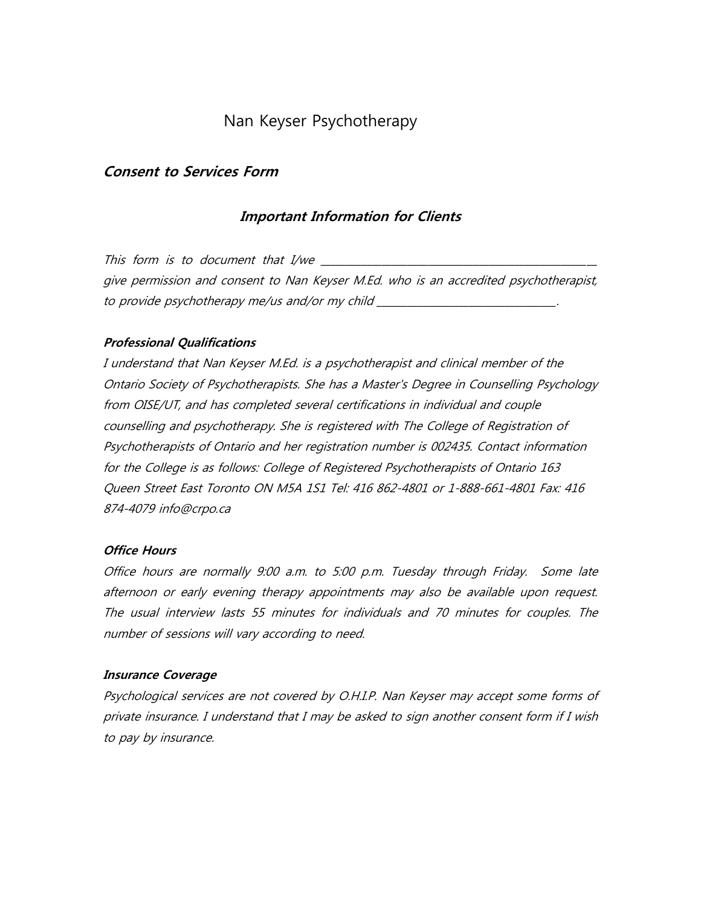# Nan Keyser Psychotherapy

## ***Consent to Services Form***

### ***Important Information for Clients***

*This form is to document that I/we \_\_\_\_\_\_\_\_\_\_\_\_\_\_\_\_\_\_\_\_\_\_\_\_\_\_\_\_\_\_\_\_\_\_\_\_\_\_\_\_\_\_\_\_\_\_\_\_\_\_\_ give permission and consent to Nan Keyser M.Ed. who is an accredited psychotherapist, to provide psychotherapy me/us and/or my child \_\_\_\_\_\_\_\_\_\_\_\_\_\_\_\_\_\_\_\_\_\_\_\_\_\_\_\_\_\_\_\_\_.*

#### ***Professional Qualifications***

*I understand that Nan Keyser M.Ed. is a psychotherapist and clinical member of the Ontario Society of Psychotherapists. She has a Master's Degree in Counselling Psychology from OISE/UT, and has completed several certifications in individual and couple counselling and psychotherapy. She is registered with The College of Registration of Psychotherapists of Ontario and her registration number is 002435. Contact information for the College is as follows: College of Registered Psychotherapists of Ontario 163 Queen Street East Toronto ON M5A 1S1 Tel: 416 862-4801 or 1-888-661-4801 Fax: 416 874-4079 info@crpo.ca*

#### ***Office Hours***

*Office hours are normally 9:00 a.m. to 5:00 p.m. Tuesday through Friday. Some late afternoon or early evening therapy appointments may also be available upon request. The usual interview lasts 55 minutes for individuals and 70 minutes for couples. The number of sessions will vary according to need.*

#### ***Insurance Coverage***

*Psychological services are not covered by O.H.I.P. Nan Keyser may accept some forms of private insurance. I understand that I may be asked to sign another consent form if I wish to pay by insurance.*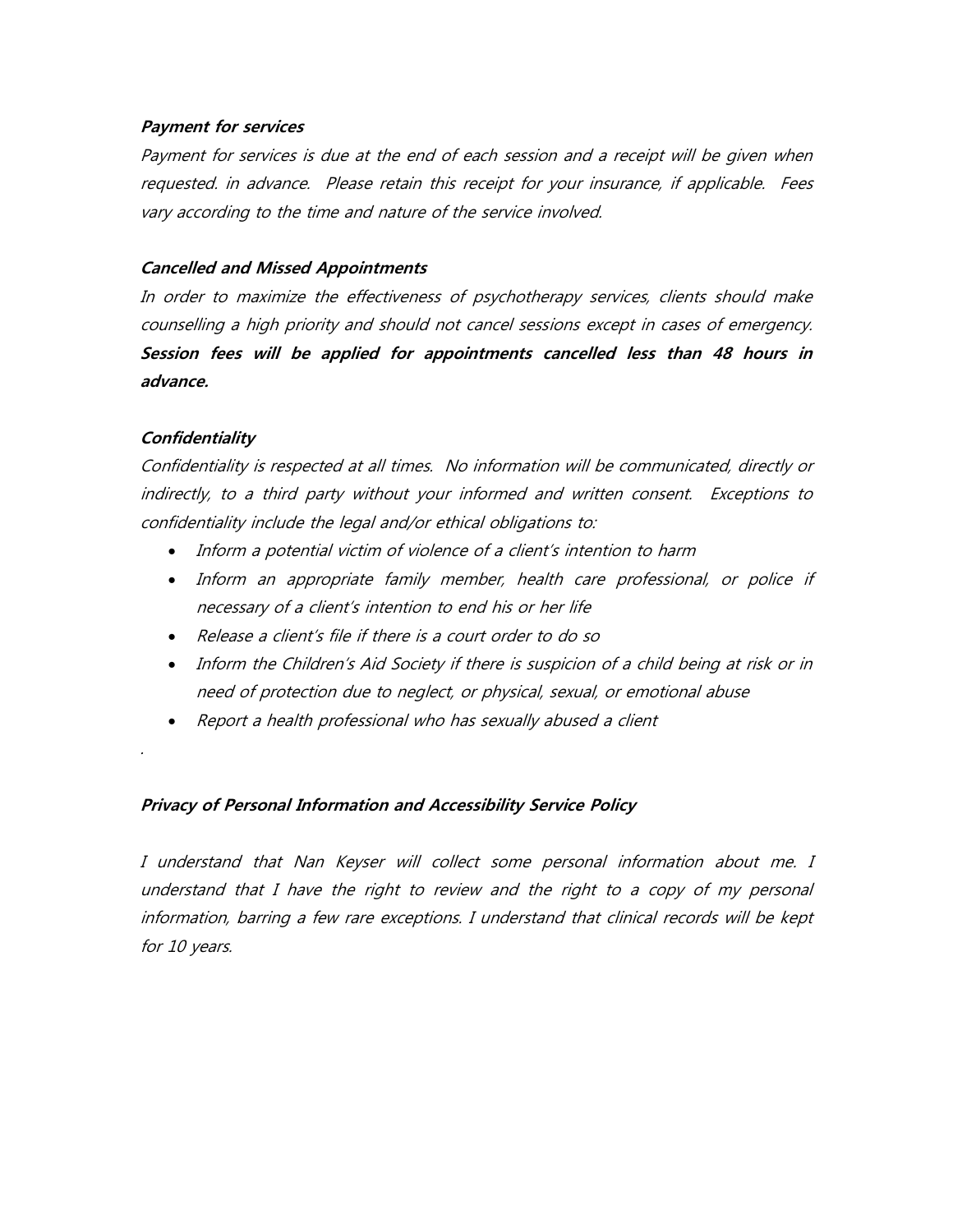***Payment for services***

*Payment for services is due at the end of each session and a receipt will be given when requested. in advance.  Please retain this receipt for your insurance, if applicable.  Fees vary according to the time and nature of the service involved.*

***Cancelled and Missed Appointments***

*In order to maximize the effectiveness of psychotherapy services, clients should make counselling a high priority and should not cancel sessions except in cases of emergency.* ***Session fees will be applied for appointments cancelled less than 48 hours in advance.***

***Confidentiality***

*Confidentiality is respected at all times.  No information will be communicated, directly or indirectly, to a third party without your informed and written consent.  Exceptions to confidentiality include the legal and/or ethical obligations to:*

- *Inform a potential victim of violence of a client's intention to harm*
- *Inform an appropriate family member, health care professional, or police if necessary of a client's intention to end his or her life*
- *Release a client's file if there is a court order to do so*
- *Inform the Children's Aid Society if there is suspicion of a child being at risk or in need of protection due to neglect, or physical, sexual, or emotional abuse*
- *Report a health professional who has sexually abused a client*

*.*

***Privacy of Personal Information and Accessibility Service Policy***

*I understand that Nan Keyser will collect some personal information about me. I understand that I have the right to review and the right to a copy of my personal information, barring a few rare exceptions. I understand that clinical records will be kept for 10 years.*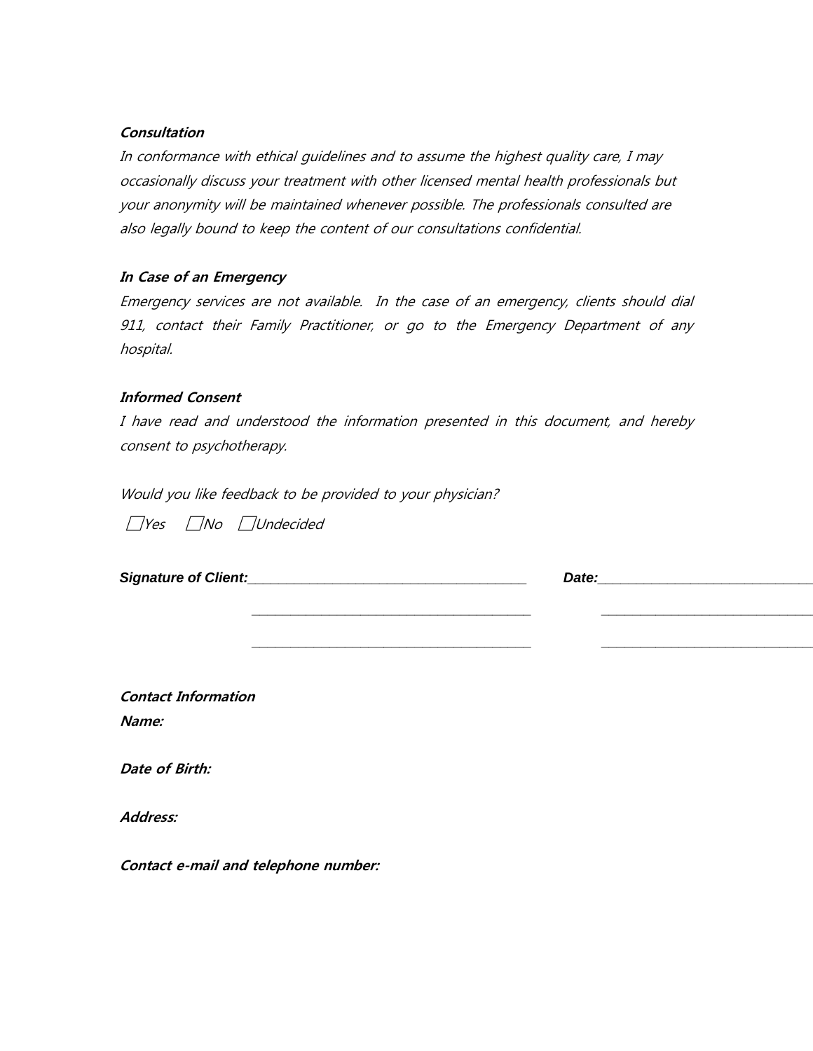***Consultation***

*In conformance with ethical guidelines and to assume the highest quality care, I may occasionally discuss your treatment with other licensed mental health professionals but your anonymity will be maintained whenever possible. The professionals consulted are also legally bound to keep the content of our consultations confidential.*

***In Case of an Emergency***

*Emergency services are not available. In the case of an emergency, clients should dial 911, contact their Family Practitioner, or go to the Emergency Department of any hospital.*

***Informed Consent***

*I have read and understood the information presented in this document, and hereby consent to psychotherapy.*

*Would you like feedback to be provided to your physician?*

☐ *Yes* ☐ *No* ☐ *Undecided*

***Signature of Client:***________________________________________ ***Date:***______________________________

________________________________________ ______________________________

________________________________________ ______________________________

***Contact Information***

***Name:***

***Date of Birth:***

***Address:***

***Contact e-mail and telephone number:***